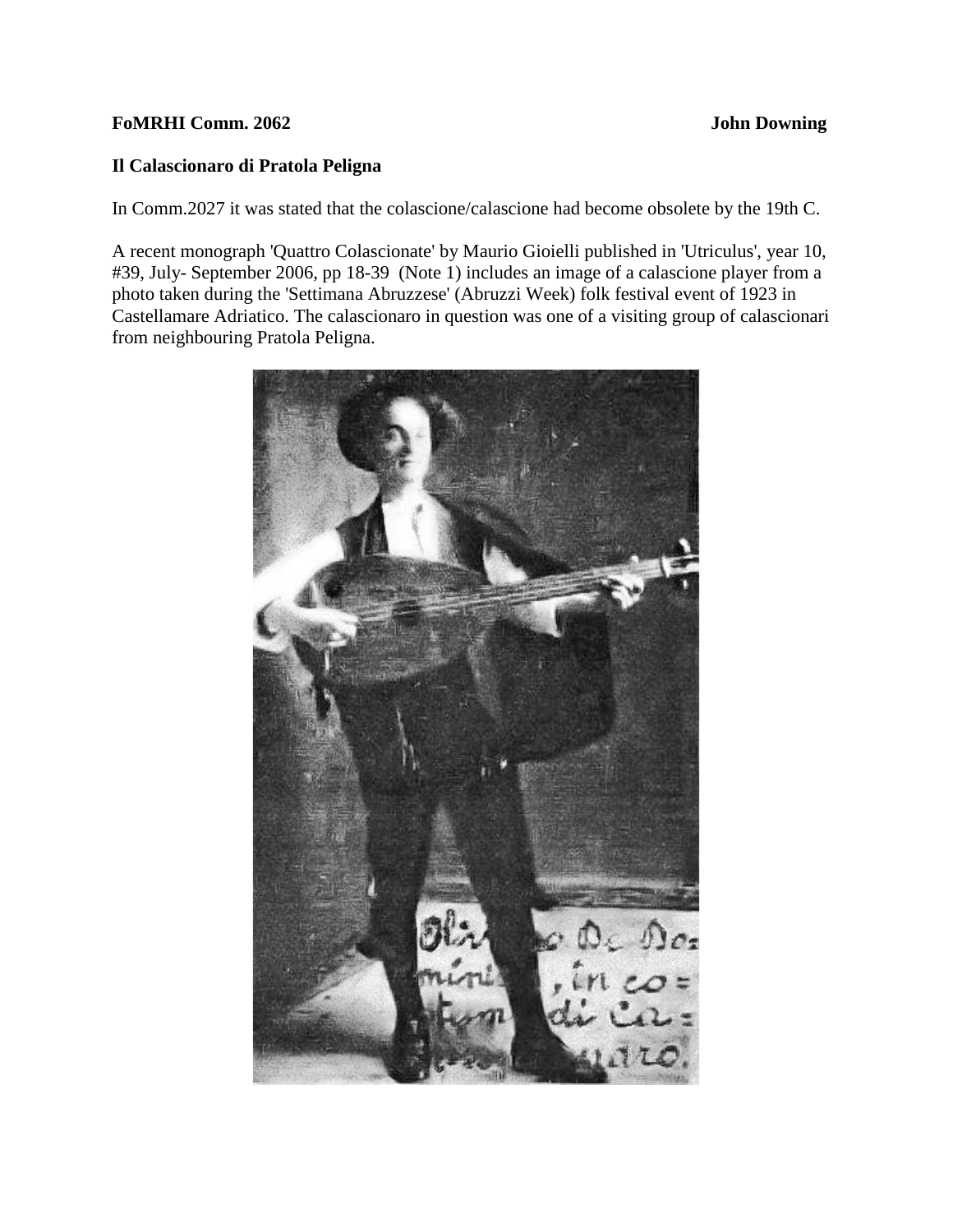**FoMRHI Comm. 2062** **John Downing**

**Il Calascionaro di Pratola Peligna**

In Comm.2027 it was stated that the colascione/calascione had become obsolete by the 19th C.

A recent monograph 'Quattro Colascionate' by Maurio Gioielli published in 'Utriculus', year 10, #39, July- September 2006, pp 18-39 (Note 1) includes an image of a calascione player from a photo taken during the 'Settimana Abruzzese' (Abruzzi Week) folk festival event of 1923 in Castellamare Adriatico. The calascionaro in question was one of a visiting group of calascionari from neighbouring Pratola Peligna.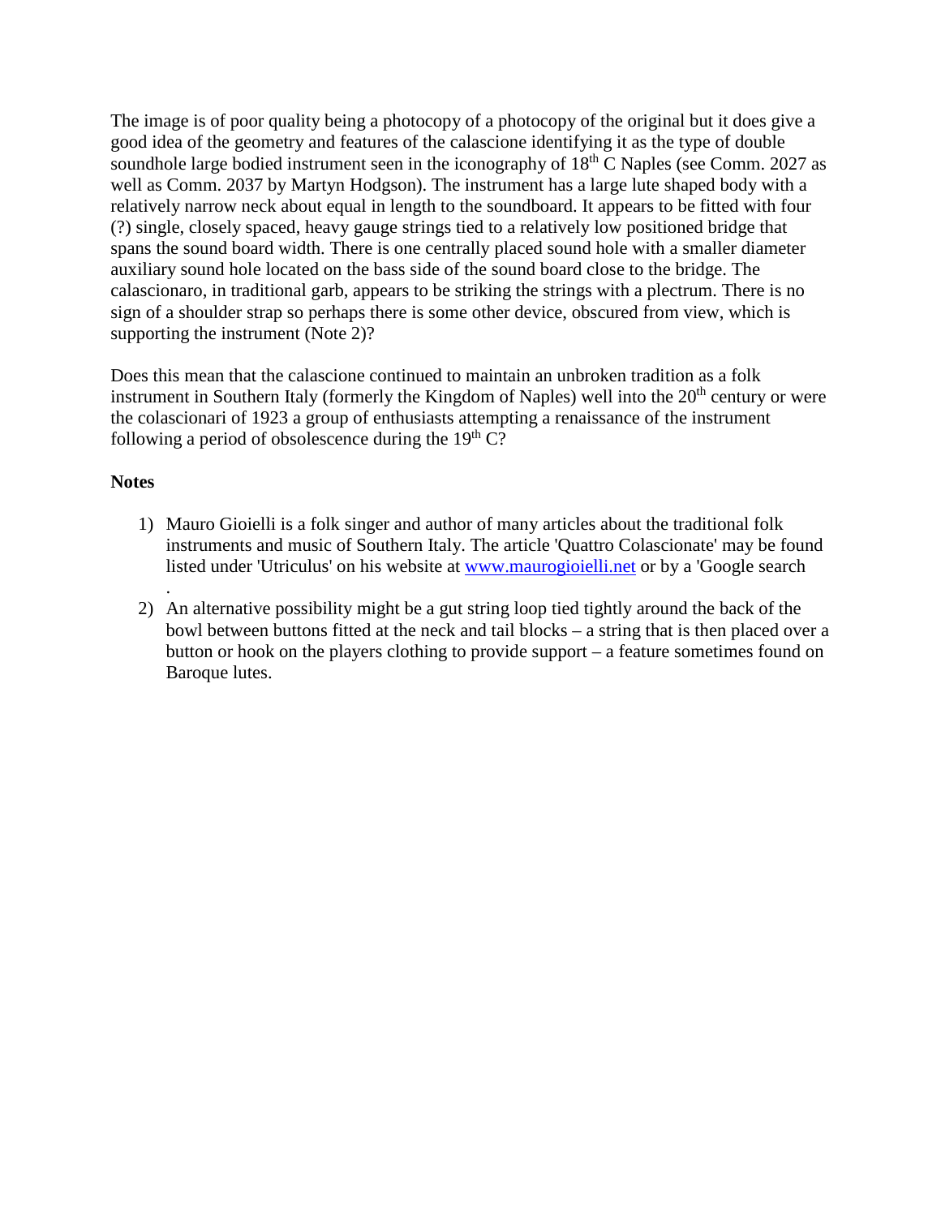The image is of poor quality being a photocopy of a photocopy of the original but it does give a good idea of the geometry and features of the calascione identifying it as the type of double soundhole large bodied instrument seen in the iconography of 18th C Naples (see Comm. 2027 as well as Comm. 2037 by Martyn Hodgson). The instrument has a large lute shaped body with a relatively narrow neck about equal in length to the soundboard. It appears to be fitted with four (?) single, closely spaced, heavy gauge strings tied to a relatively low positioned bridge that spans the sound board width. There is one centrally placed sound hole with a smaller diameter auxiliary sound hole located on the bass side of the sound board close to the bridge. The calascionaro, in traditional garb, appears to be striking the strings with a plectrum. There is no sign of a shoulder strap so perhaps there is some other device, obscured from view, which is supporting the instrument (Note 2)?

Does this mean that the calascione continued to maintain an unbroken tradition as a folk instrument in Southern Italy (formerly the Kingdom of Naples) well into the 20th century or were the colascionari of 1923 a group of enthusiasts attempting a renaissance of the instrument following a period of obsolescence during the 19th C?

**Notes**

1) Mauro Gioielli is a folk singer and author of many articles about the traditional folk instruments and music of Southern Italy. The article 'Quattro Colascionate' may be found listed under 'Utriculus' on his website at [www.maurogioielli.net](http://www.maurogioielli.net) or by a 'Google search .
2) An alternative possibility might be a gut string loop tied tightly around the back of the bowl between buttons fitted at the neck and tail blocks – a string that is then placed over a button or hook on the players clothing to provide support – a feature sometimes found on Baroque lutes.